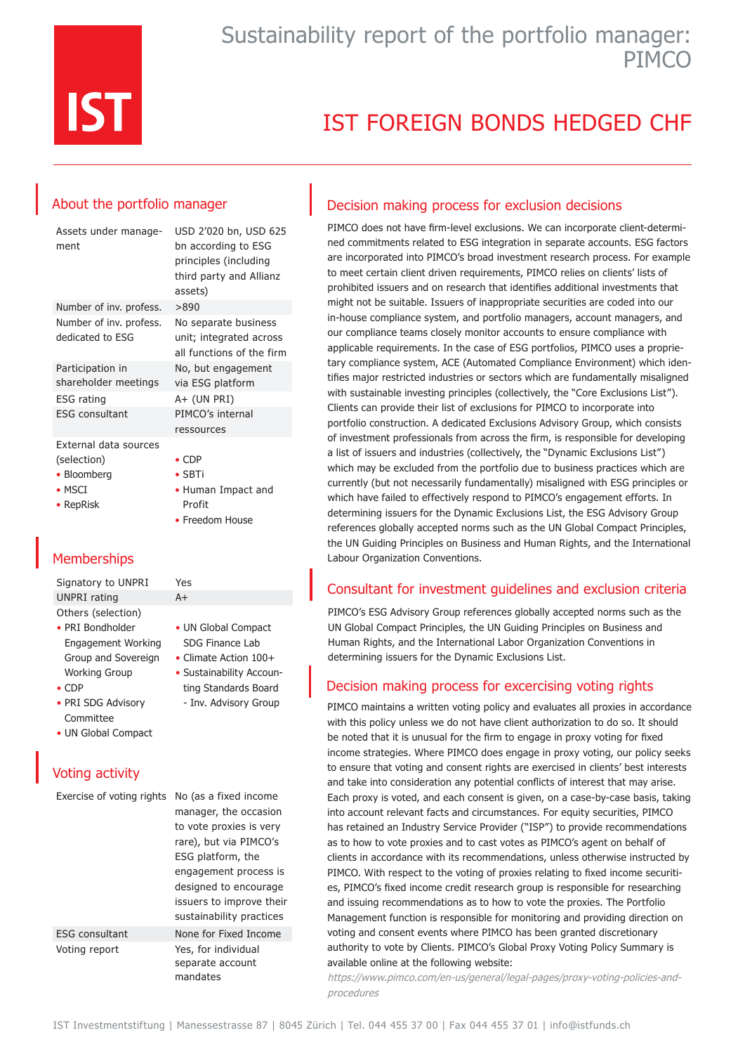# Sustainability report of the portfolio manager: PIMCO

# IST FOREIGN BONDS HEDGED CHF

## About the portfolio manager

| | |
|---|---|
| Assets under management | USD 2'020 bn, USD 625 bn according to ESG principles (including third party and Allianz assets) |
| Number of inv. profess. | >890 |
| Number of inv. profess. dedicated to ESG | No separate business unit; integrated across all functions of the firm |
| Participation in shareholder meetings | No, but engagement via ESG platform |
| ESG rating | A+ (UN PRI) |
| ESG consultant | PIMCO's internal ressources |

External data sources (selection)

- Bloomberg
- MSCI
- RepRisk
- CDP
- SBTi
- Human Impact and Profit
- Freedom House

## Memberships

| | |
|---|---|
| Signatory to UNPRI | Yes |
| UNPRI rating | A+ |

Others (selection)

- PRI Bondholder Engagement Working Group and Sovereign Working Group
- CDP
- PRI SDG Advisory Committee
- UN Global Compact
- UN Global Compact SDG Finance Lab
- Climate Action 100+
- Sustainability Accounting Standards Board - Inv. Advisory Group

## Voting activity

| | |
|---|---|
| Exercise of voting rights | No (as a fixed income manager, the occasion to vote proxies is very rare), but via PIMCO's ESG platform, the engagement process is designed to encourage issuers to improve their sustainability practices |
| ESG consultant | None for Fixed Income |
| Voting report | Yes, for individual separate account mandates |

## Decision making process for exclusion decisions

PIMCO does not have firm-level exclusions. We can incorporate client-determined commitments related to ESG integration in separate accounts. ESG factors are incorporated into PIMCO's broad investment research process. For example to meet certain client driven requirements, PIMCO relies on clients' lists of prohibited issuers and on research that identifies additional investments that might not be suitable. Issuers of inappropriate securities are coded into our in-house compliance system, and portfolio managers, account managers, and our compliance teams closely monitor accounts to ensure compliance with applicable requirements. In the case of ESG portfolios, PIMCO uses a proprietary compliance system, ACE (Automated Compliance Environment) which identifies major restricted industries or sectors which are fundamentally misaligned with sustainable investing principles (collectively, the "Core Exclusions List"). Clients can provide their list of exclusions for PIMCO to incorporate into portfolio construction. A dedicated Exclusions Advisory Group, which consists of investment professionals from across the firm, is responsible for developing a list of issuers and industries (collectively, the "Dynamic Exclusions List") which may be excluded from the portfolio due to business practices which are currently (but not necessarily fundamentally) misaligned with ESG principles or which have failed to effectively respond to PIMCO's engagement efforts. In determining issuers for the Dynamic Exclusions List, the ESG Advisory Group references globally accepted norms such as the UN Global Compact Principles, the UN Guiding Principles on Business and Human Rights, and the International Labour Organization Conventions.

## Consultant for investment guidelines and exclusion criteria

PIMCO's ESG Advisory Group references globally accepted norms such as the UN Global Compact Principles, the UN Guiding Principles on Business and Human Rights, and the International Labor Organization Conventions in determining issuers for the Dynamic Exclusions List.

## Decision making process for excercising voting rights

PIMCO maintains a written voting policy and evaluates all proxies in accordance with this policy unless we do not have client authorization to do so. It should be noted that it is unusual for the firm to engage in proxy voting for fixed income strategies. Where PIMCO does engage in proxy voting, our policy seeks to ensure that voting and consent rights are exercised in clients' best interests and take into consideration any potential conflicts of interest that may arise. Each proxy is voted, and each consent is given, on a case-by-case basis, taking into account relevant facts and circumstances. For equity securities, PIMCO has retained an Industry Service Provider ("ISP") to provide recommendations as to how to vote proxies and to cast votes as PIMCO's agent on behalf of clients in accordance with its recommendations, unless otherwise instructed by PIMCO. With respect to the voting of proxies relating to fixed income securities, PIMCO's fixed income credit research group is responsible for researching and issuing recommendations as to how to vote the proxies. The Portfolio Management function is responsible for monitoring and providing direction on voting and consent events where PIMCO has been granted discretionary authority to vote by Clients. PIMCO's Global Proxy Voting Policy Summary is available online at the following website:

*https://www.pimco.com/en-us/general/legal-pages/proxy-voting-policies-and-procedures*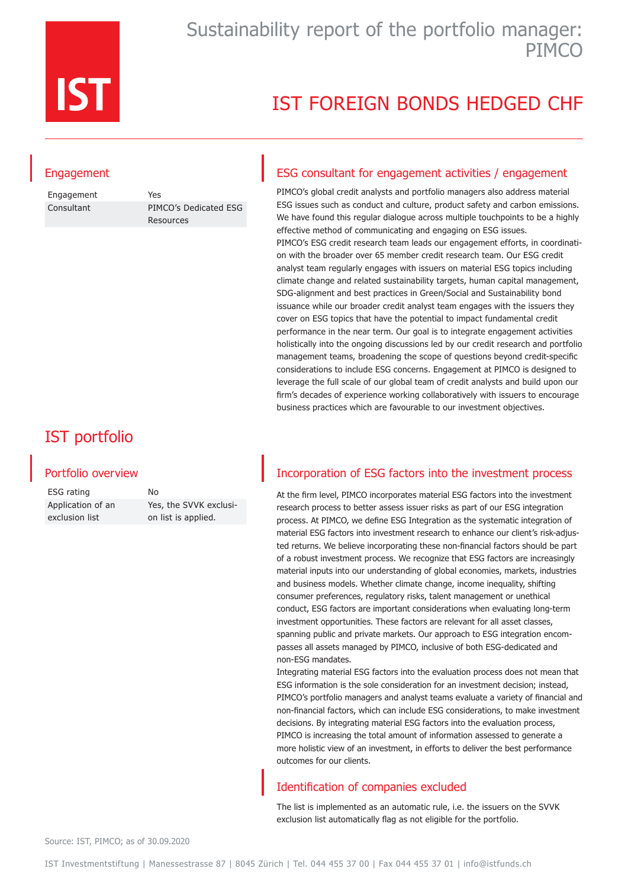# Sustainability report of the portfolio manager: PIMCO

# IST FOREIGN BONDS HEDGED CHF

## Engagement

| | |
|---|---|
| Engagement | Yes |
| Consultant | PIMCO's Dedicated ESG Resources |

## ESG consultant for engagement activities / engagement

PIMCO's global credit analysts and portfolio managers also address material ESG issues such as conduct and culture, product safety and carbon emissions. We have found this regular dialogue across multiple touchpoints to be a highly effective method of communicating and engaging on ESG issues.
PIMCO's ESG credit research team leads our engagement efforts, in coordination with the broader over 65 member credit research team. Our ESG credit analyst team regularly engages with issuers on material ESG topics including climate change and related sustainability targets, human capital management, SDG-alignment and best practices in Green/Social and Sustainability bond issuance while our broader credit analyst team engages with the issuers they cover on ESG topics that have the potential to impact fundamental credit performance in the near term. Our goal is to integrate engagement activities holistically into the ongoing discussions led by our credit research and portfolio management teams, broadening the scope of questions beyond credit-specific considerations to include ESG concerns. Engagement at PIMCO is designed to leverage the full scale of our global team of credit analysts and build upon our firm's decades of experience working collaboratively with issuers to encourage business practices which are favourable to our investment objectives.

# IST portfolio

## Portfolio overview

| | |
|---|---|
| ESG rating | No |
| Application of an exclusion list | Yes, the SVVK exclusion list is applied. |

## Incorporation of ESG factors into the investment process

At the firm level, PIMCO incorporates material ESG factors into the investment research process to better assess issuer risks as part of our ESG integration process. At PIMCO, we define ESG Integration as the systematic integration of material ESG factors into investment research to enhance our client's risk-adjusted returns. We believe incorporating these non-financial factors should be part of a robust investment process. We recognize that ESG factors are increasingly material inputs into our understanding of global economies, markets, industries and business models. Whether climate change, income inequality, shifting consumer preferences, regulatory risks, talent management or unethical conduct, ESG factors are important considerations when evaluating long-term investment opportunities. These factors are relevant for all asset classes, spanning public and private markets. Our approach to ESG integration encompasses all assets managed by PIMCO, inclusive of both ESG-dedicated and non-ESG mandates.
Integrating material ESG factors into the evaluation process does not mean that ESG information is the sole consideration for an investment decision; instead, PIMCO's portfolio managers and analyst teams evaluate a variety of financial and non-financial factors, which can include ESG considerations, to make investment decisions. By integrating material ESG factors into the evaluation process, PIMCO is increasing the total amount of information assessed to generate a more holistic view of an investment, in efforts to deliver the best performance outcomes for our clients.

## Identification of companies excluded

The list is implemented as an automatic rule, i.e. the issuers on the SVVK exclusion list automatically flag as not eligible for the portfolio.

Source: IST, PIMCO; as of 30.09.2020

IST Investmentstiftung | Manessestrasse 87 | 8045 Zürich | Tel. 044 455 37 00 | Fax 044 455 37 01 | info@istfunds.ch